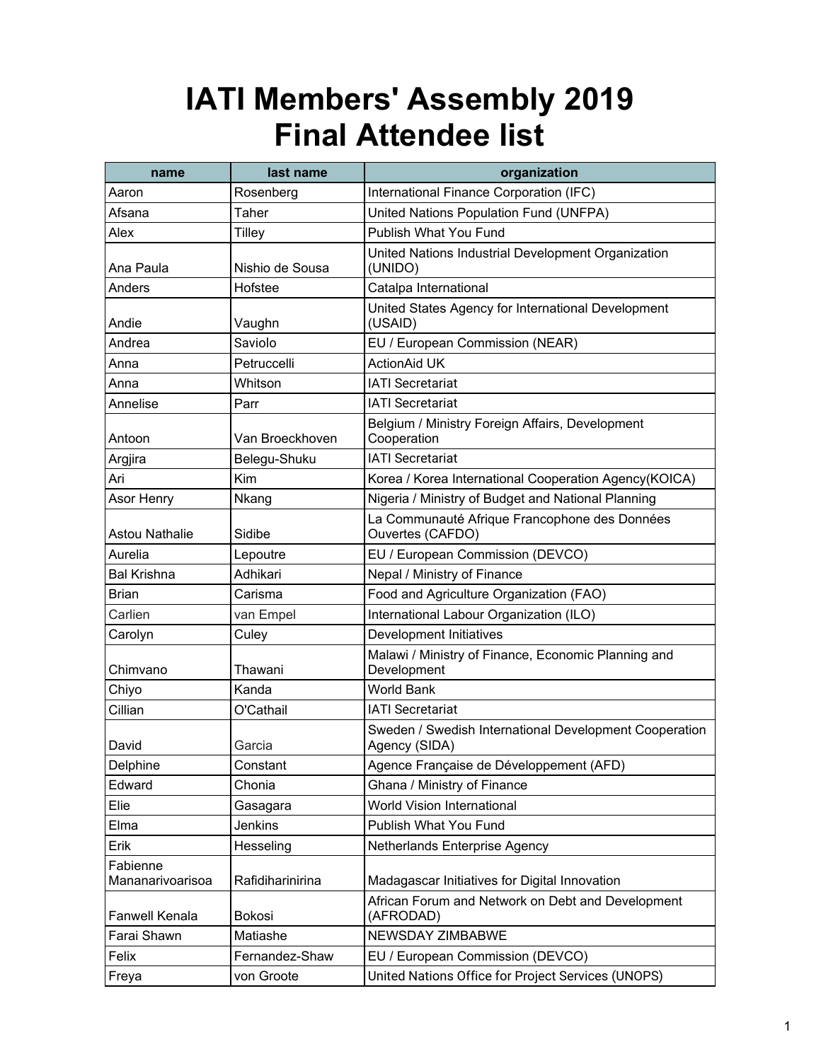# IATI Members' Assembly 2019
# Final Attendee list

| name | last name | organization |
|---|---|---|
| Aaron | Rosenberg | International Finance Corporation (IFC) |
| Afsana | Taher | United Nations Population Fund (UNFPA) |
| Alex | Tilley | Publish What You Fund |
| Ana Paula | Nishio de Sousa | United Nations Industrial Development Organization (UNIDO) |
| Anders | Hofstee | Catalpa International |
| Andie | Vaughn | United States Agency for International Development (USAID) |
| Andrea | Saviolo | EU / European Commission (NEAR) |
| Anna | Petruccelli | ActionAid UK |
| Anna | Whitson | IATI Secretariat |
| Annelise | Parr | IATI Secretariat |
| Antoon | Van Broeckhoven | Belgium / Ministry Foreign Affairs, Development Cooperation |
| Argjira | Belegu-Shuku | IATI Secretariat |
| Ari | Kim | Korea / Korea International Cooperation Agency(KOICA) |
| Asor Henry | Nkang | Nigeria / Ministry of Budget and National Planning |
| Astou Nathalie | Sidibe | La Communauté Afrique Francophone des Données Ouvertes (CAFDO) |
| Aurelia | Lepoutre | EU / European Commission (DEVCO) |
| Bal Krishna | Adhikari | Nepal / Ministry of Finance |
| Brian | Carisma | Food and Agriculture Organization (FAO) |
| Carlien | van Empel | International Labour Organization (ILO) |
| Carolyn | Culey | Development Initiatives |
| Chimvano | Thawani | Malawi / Ministry of Finance, Economic Planning and Development |
| Chiyo | Kanda | World Bank |
| Cillian | O'Cathail | IATI Secretariat |
| David | Garcia | Sweden / Swedish International Development Cooperation Agency (SIDA) |
| Delphine | Constant | Agence Française de Développement (AFD) |
| Edward | Chonia | Ghana / Ministry of Finance |
| Elie | Gasagara | World Vision International |
| Elma | Jenkins | Publish What You Fund |
| Erik | Hesseling | Netherlands Enterprise Agency |
| Fabienne Mananarivoarisoa | Rafidiharinirina | Madagascar Initiatives for Digital Innovation |
| Fanwell Kenala | Bokosi | African Forum and Network on Debt and Development (AFRODAD) |
| Farai Shawn | Matiashe | NEWSDAY ZIMBABWE |
| Felix | Fernandez-Shaw | EU / European Commission (DEVCO) |
| Freya | von Groote | United Nations Office for Project Services (UNOPS) |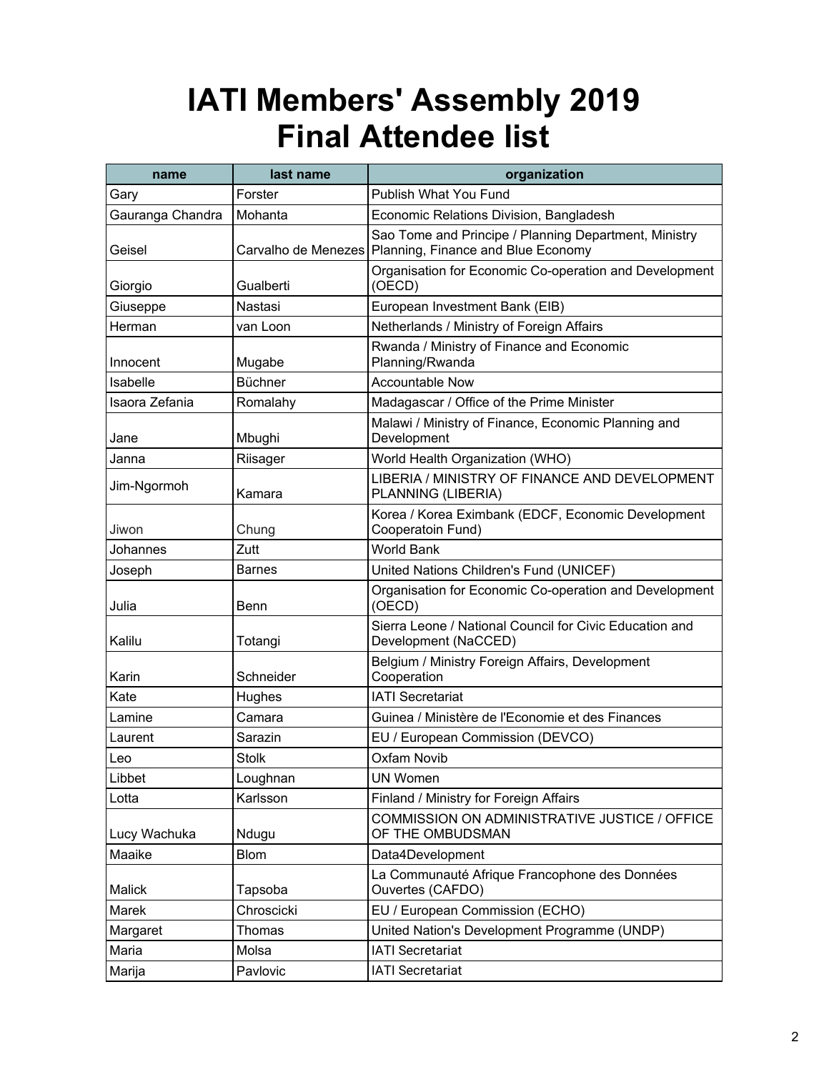# IATI Members' Assembly 2019
# Final Attendee list

| name | last name | organization |
|---|---|---|
| Gary | Forster | Publish What You Fund |
| Gauranga Chandra | Mohanta | Economic Relations Division, Bangladesh |
| Geisel | Carvalho de Menezes | Sao Tome and Principe / Planning Department, Ministry Planning, Finance and Blue Economy |
| Giorgio | Gualberti | Organisation for Economic Co-operation and Development (OECD) |
| Giuseppe | Nastasi | European Investment Bank (EIB) |
| Herman | van Loon | Netherlands / Ministry of Foreign Affairs |
| Innocent | Mugabe | Rwanda / Ministry of Finance and Economic Planning/Rwanda |
| Isabelle | Büchner | Accountable Now |
| Isaora Zefania | Romalahy | Madagascar / Office of the Prime Minister |
| Jane | Mbughi | Malawi / Ministry of Finance, Economic Planning and Development |
| Janna | Riisager | World Health Organization (WHO) |
| Jim-Ngormoh | Kamara | LIBERIA / MINISTRY OF FINANCE AND DEVELOPMENT PLANNING (LIBERIA) |
| Jiwon | Chung | Korea / Korea Eximbank (EDCF, Economic Development Cooperatoin Fund) |
| Johannes | Zutt | World Bank |
| Joseph | Barnes | United Nations Children's Fund (UNICEF) |
| Julia | Benn | Organisation for Economic Co-operation and Development (OECD) |
| Kalilu | Totangi | Sierra Leone / National Council for Civic Education and Development (NaCCED) |
| Karin | Schneider | Belgium / Ministry Foreign Affairs, Development Cooperation |
| Kate | Hughes | IATI Secretariat |
| Lamine | Camara | Guinea / Ministère de l'Economie et des Finances |
| Laurent | Sarazin | EU / European Commission (DEVCO) |
| Leo | Stolk | Oxfam Novib |
| Libbet | Loughnan | UN Women |
| Lotta | Karlsson | Finland / Ministry for Foreign Affairs |
| Lucy Wachuka | Ndugu | COMMISSION ON ADMINISTRATIVE JUSTICE / OFFICE OF THE OMBUDSMAN |
| Maaike | Blom | Data4Development |
| Malick | Tapsoba | La Communauté Afrique Francophone des Données Ouvertes (CAFDO) |
| Marek | Chroscicki | EU / European Commission (ECHO) |
| Margaret | Thomas | United Nation's Development Programme (UNDP) |
| Maria | Molsa | IATI Secretariat |
| Marija | Pavlovic | IATI Secretariat |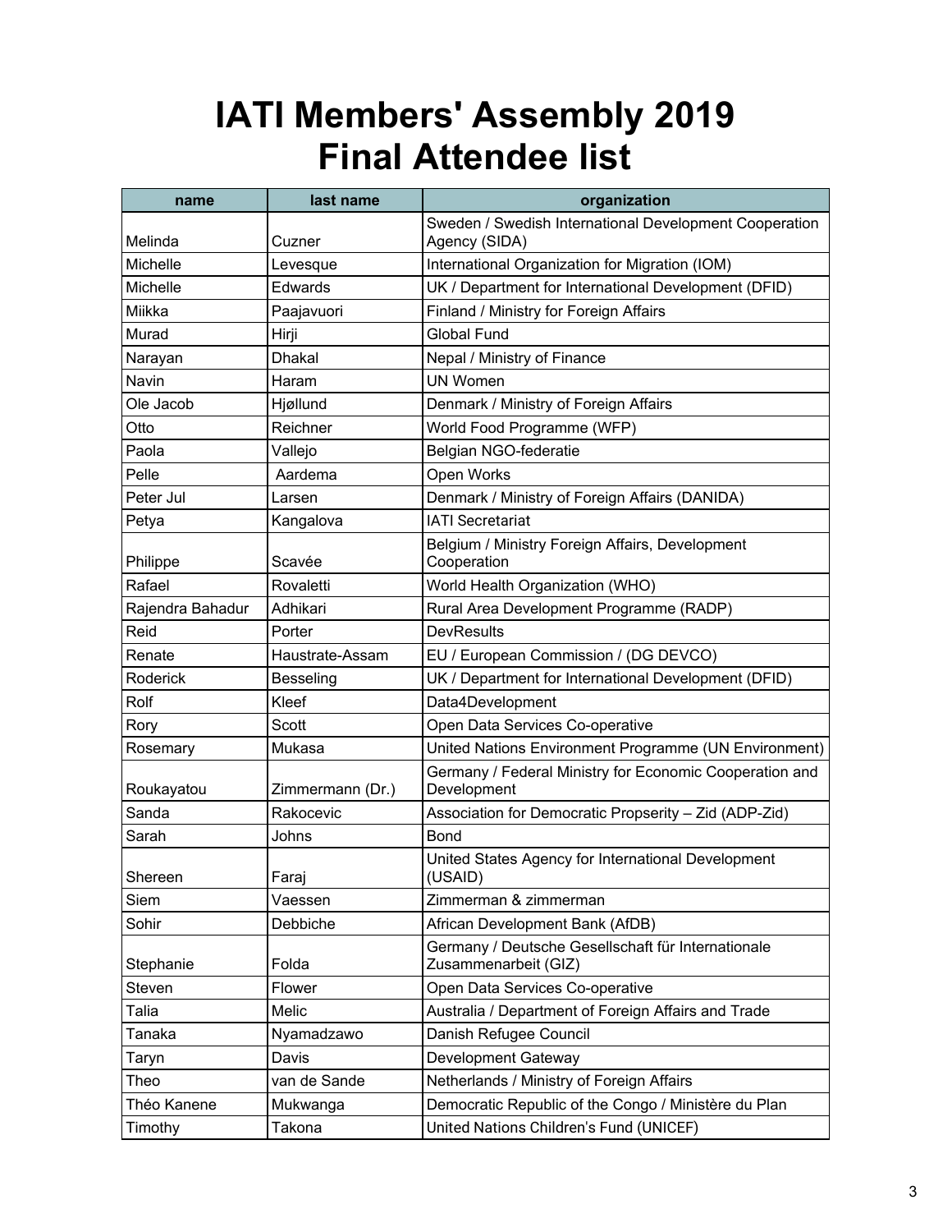# IATI Members' Assembly 2019
# Final Attendee list

| name | last name | organization |
|---|---|---|
| Melinda | Cuzner | Sweden / Swedish International Development Cooperation Agency (SIDA) |
| Michelle | Levesque | International Organization for Migration (IOM) |
| Michelle | Edwards | UK / Department for International Development (DFID) |
| Miikka | Paajavuori | Finland / Ministry for Foreign Affairs |
| Murad | Hirji | Global Fund |
| Narayan | Dhakal | Nepal / Ministry of Finance |
| Navin | Haram | UN Women |
| Ole Jacob | Hjøllund | Denmark / Ministry of Foreign Affairs |
| Otto | Reichner | World Food Programme (WFP) |
| Paola | Vallejo | Belgian NGO-federatie |
| Pelle | Aardema | Open Works |
| Peter Jul | Larsen | Denmark / Ministry of Foreign Affairs (DANIDA) |
| Petya | Kangalova | IATI Secretariat |
| Philippe | Scavée | Belgium / Ministry Foreign Affairs, Development Cooperation |
| Rafael | Rovaletti | World Health Organization (WHO) |
| Rajendra Bahadur | Adhikari | Rural Area Development Programme (RADP) |
| Reid | Porter | DevResults |
| Renate | Haustrate-Assam | EU / European Commission / (DG DEVCO) |
| Roderick | Besseling | UK / Department for International Development (DFID) |
| Rolf | Kleef | Data4Development |
| Rory | Scott | Open Data Services Co-operative |
| Rosemary | Mukasa | United Nations Environment Programme (UN Environment) |
| Roukayatou | Zimmermann (Dr.) | Germany / Federal Ministry for Economic Cooperation and Development |
| Sanda | Rakocevic | Association for Democratic Propserity – Zid (ADP-Zid) |
| Sarah | Johns | Bond |
| Shereen | Faraj | United States Agency for International Development (USAID) |
| Siem | Vaessen | Zimmerman & zimmerman |
| Sohir | Debbiche | African Development Bank (AfDB) |
| Stephanie | Folda | Germany / Deutsche Gesellschaft für Internationale Zusammenarbeit (GIZ) |
| Steven | Flower | Open Data Services Co-operative |
| Talia | Melic | Australia / Department of Foreign Affairs and Trade |
| Tanaka | Nyamadzawo | Danish Refugee Council |
| Taryn | Davis | Development Gateway |
| Theo | van de Sande | Netherlands / Ministry of Foreign Affairs |
| Théo Kanene | Mukwanga | Democratic Republic of the Congo / Ministère du Plan |
| Timothy | Takona | United Nations Children's Fund (UNICEF) |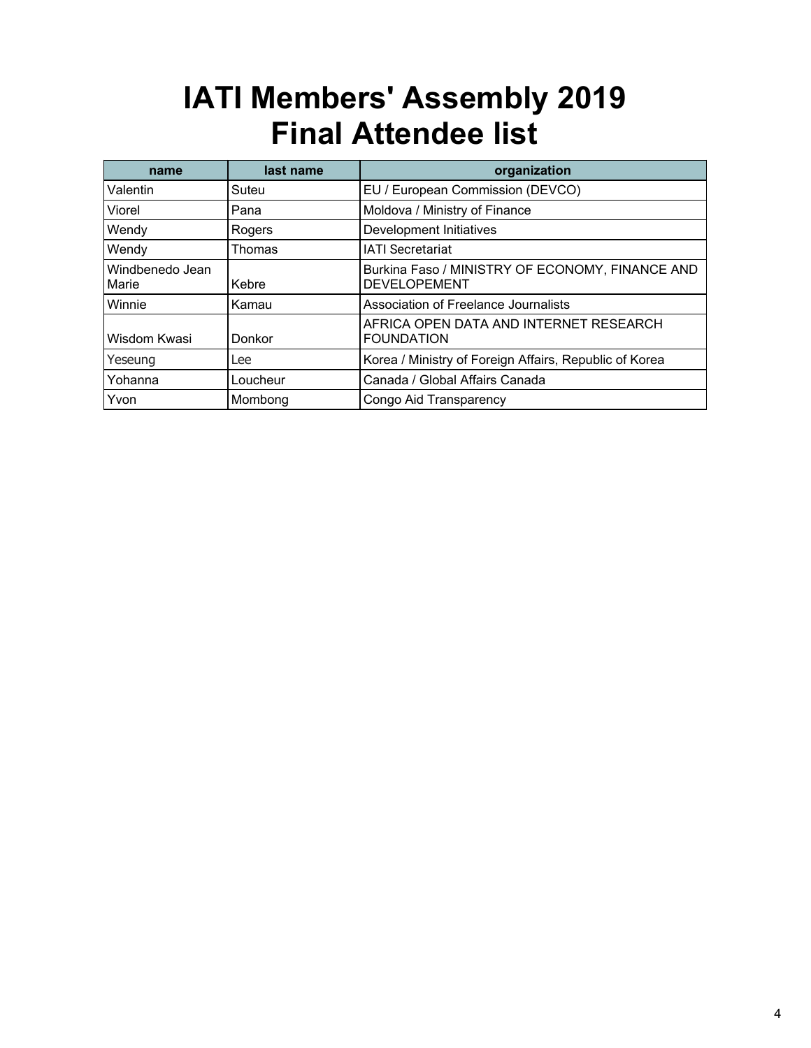# IATI Members' Assembly 2019
# Final Attendee list

| name | last name | organization |
| --- | --- | --- |
| Valentin | Suteu | EU / European Commission (DEVCO) |
| Viorel | Pana | Moldova / Ministry of Finance |
| Wendy | Rogers | Development Initiatives |
| Wendy | Thomas | IATI Secretariat |
| Windbenedo Jean Marie | Kebre | Burkina Faso / MINISTRY OF ECONOMY, FINANCE AND DEVELOPEMENT |
| Winnie | Kamau | Association of Freelance Journalists |
| Wisdom Kwasi | Donkor | AFRICA OPEN DATA AND INTERNET RESEARCH FOUNDATION |
| Yeseung | Lee | Korea / Ministry of Foreign Affairs, Republic of Korea |
| Yohanna | Loucheur | Canada / Global Affairs Canada |
| Yvon | Mombong | Congo Aid Transparency |